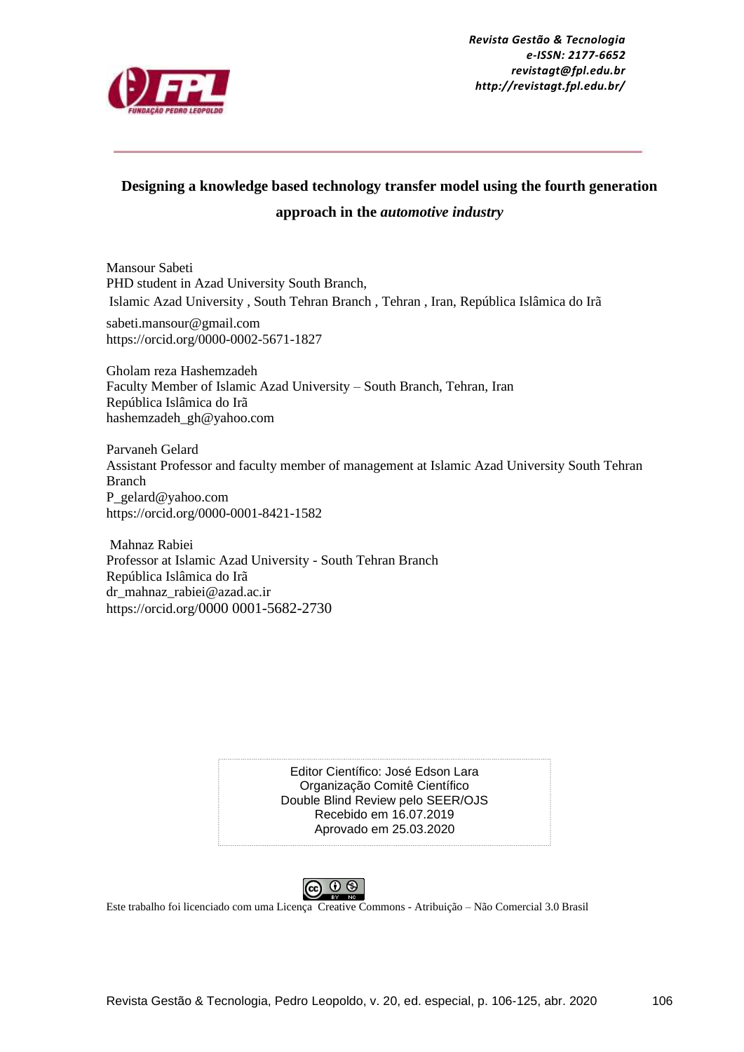Revista Gestão & Tecnologia
e-ISSN: 2177-6652
revistagt@fpl.edu.br
http://revistagt.fpl.edu.br/

# Designing a knowledge based technology transfer model using the fourth generation approach in the *automotive industry*

Mansour Sabeti
PHD student in Azad University South Branch,
Islamic Azad University , South Tehran Branch , Tehran , Iran, República Islâmica do Irã
sabeti.mansour@gmail.com
https://orcid.org/0000-0002-5671-1827

Gholam reza Hashemzadeh
Faculty Member of Islamic Azad University – South Branch, Tehran, Iran
República Islâmica do Irã
hashemzadeh_gh@yahoo.com

Parvaneh Gelard
Assistant Professor and faculty member of management at Islamic Azad University South Tehran Branch
P_gelard@yahoo.com
https://orcid.org/0000-0001-8421-1582

Mahnaz Rabiei
Professor at Islamic Azad University - South Tehran Branch
República Islâmica do Irã
dr_mahnaz_rabiei@azad.ac.ir
https://orcid.org/0000 0001-5682-2730

Editor Científico: José Edson Lara
Organização Comitê Científico
Double Blind Review pelo SEER/OJS
Recebido em 16.07.2019
Aprovado em 25.03.2020

Este trabalho foi licenciado com uma Licença Creative Commons - Atribuição – Não Comercial 3.0 Brasil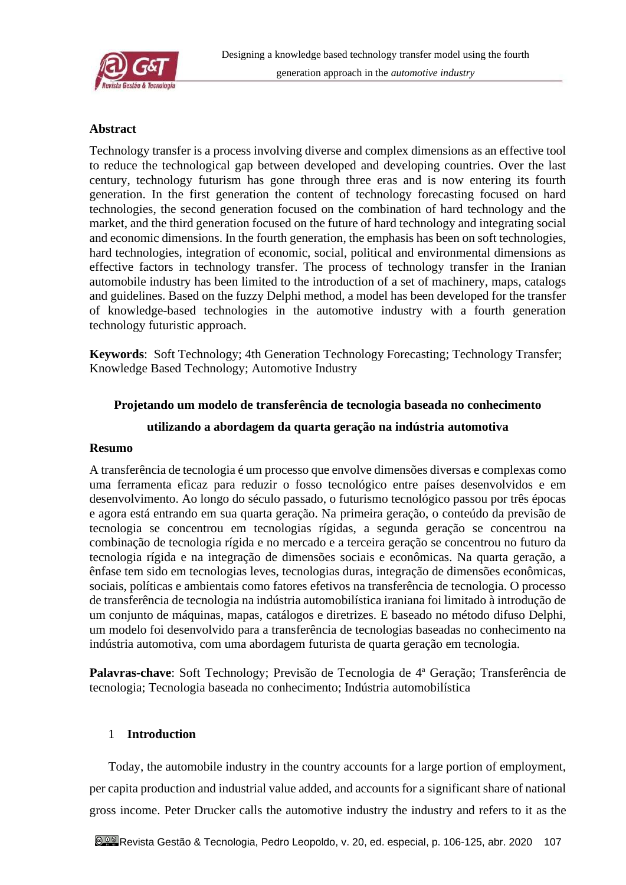## Abstract

Technology transfer is a process involving diverse and complex dimensions as an effective tool to reduce the technological gap between developed and developing countries. Over the last century, technology futurism has gone through three eras and is now entering its fourth generation. In the first generation the content of technology forecasting focused on hard technologies, the second generation focused on the combination of hard technology and the market, and the third generation focused on the future of hard technology and integrating social and economic dimensions. In the fourth generation, the emphasis has been on soft technologies, hard technologies, integration of economic, social, political and environmental dimensions as effective factors in technology transfer. The process of technology transfer in the Iranian automobile industry has been limited to the introduction of a set of machinery, maps, catalogs and guidelines. Based on the fuzzy Delphi method, a model has been developed for the transfer of knowledge-based technologies in the automotive industry with a fourth generation technology futuristic approach.

**Keywords**: Soft Technology; 4th Generation Technology Forecasting; Technology Transfer; Knowledge Based Technology; Automotive Industry

## Projetando um modelo de transferência de tecnologia baseada no conhecimento utilizando a abordagem da quarta geração na indústria automotiva

## Resumo

A transferência de tecnologia é um processo que envolve dimensões diversas e complexas como uma ferramenta eficaz para reduzir o fosso tecnológico entre países desenvolvidos e em desenvolvimento. Ao longo do século passado, o futurismo tecnológico passou por três épocas e agora está entrando em sua quarta geração. Na primeira geração, o conteúdo da previsão de tecnologia se concentrou em tecnologias rígidas, a segunda geração se concentrou na combinação de tecnologia rígida e no mercado e a terceira geração se concentrou no futuro da tecnologia rígida e na integração de dimensões sociais e econômicas. Na quarta geração, a ênfase tem sido em tecnologias leves, tecnologias duras, integração de dimensões econômicas, sociais, políticas e ambientais como fatores efetivos na transferência de tecnologia. O processo de transferência de tecnologia na indústria automobilística iraniana foi limitado à introdução de um conjunto de máquinas, mapas, catálogos e diretrizes. E baseado no método difuso Delphi, um modelo foi desenvolvido para a transferência de tecnologias baseadas no conhecimento na indústria automotiva, com uma abordagem futurista de quarta geração em tecnologia.

**Palavras-chave**: Soft Technology; Previsão de Tecnologia de 4ª Geração; Transferência de tecnologia; Tecnologia baseada no conhecimento; Indústria automobilística

## 1 Introduction

Today, the automobile industry in the country accounts for a large portion of employment, per capita production and industrial value added, and accounts for a significant share of national gross income. Peter Drucker calls the automotive industry the industry and refers to it as the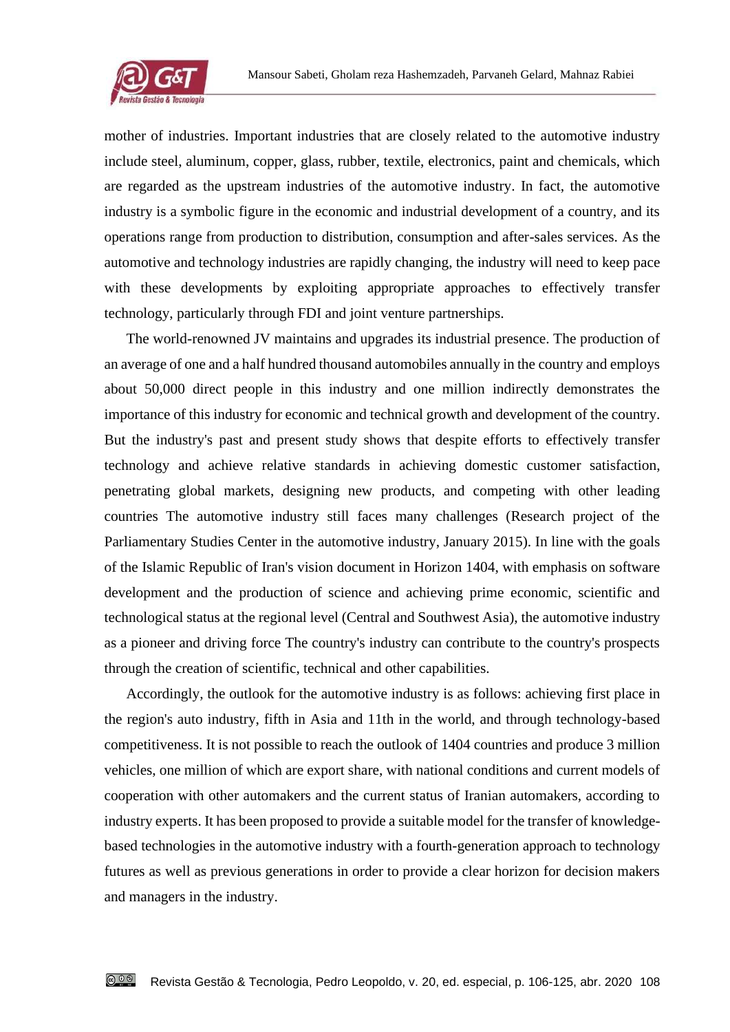mother of industries. Important industries that are closely related to the automotive industry include steel, aluminum, copper, glass, rubber, textile, electronics, paint and chemicals, which are regarded as the upstream industries of the automotive industry. In fact, the automotive industry is a symbolic figure in the economic and industrial development of a country, and its operations range from production to distribution, consumption and after-sales services. As the automotive and technology industries are rapidly changing, the industry will need to keep pace with these developments by exploiting appropriate approaches to effectively transfer technology, particularly through FDI and joint venture partnerships.

The world-renowned JV maintains and upgrades its industrial presence. The production of an average of one and a half hundred thousand automobiles annually in the country and employs about 50,000 direct people in this industry and one million indirectly demonstrates the importance of this industry for economic and technical growth and development of the country. But the industry's past and present study shows that despite efforts to effectively transfer technology and achieve relative standards in achieving domestic customer satisfaction, penetrating global markets, designing new products, and competing with other leading countries The automotive industry still faces many challenges (Research project of the Parliamentary Studies Center in the automotive industry, January 2015). In line with the goals of the Islamic Republic of Iran's vision document in Horizon 1404, with emphasis on software development and the production of science and achieving prime economic, scientific and technological status at the regional level (Central and Southwest Asia), the automotive industry as a pioneer and driving force The country's industry can contribute to the country's prospects through the creation of scientific, technical and other capabilities.

Accordingly, the outlook for the automotive industry is as follows: achieving first place in the region's auto industry, fifth in Asia and 11th in the world, and through technology-based competitiveness. It is not possible to reach the outlook of 1404 countries and produce 3 million vehicles, one million of which are export share, with national conditions and current models of cooperation with other automakers and the current status of Iranian automakers, according to industry experts. It has been proposed to provide a suitable model for the transfer of knowledge-based technologies in the automotive industry with a fourth-generation approach to technology futures as well as previous generations in order to provide a clear horizon for decision makers and managers in the industry.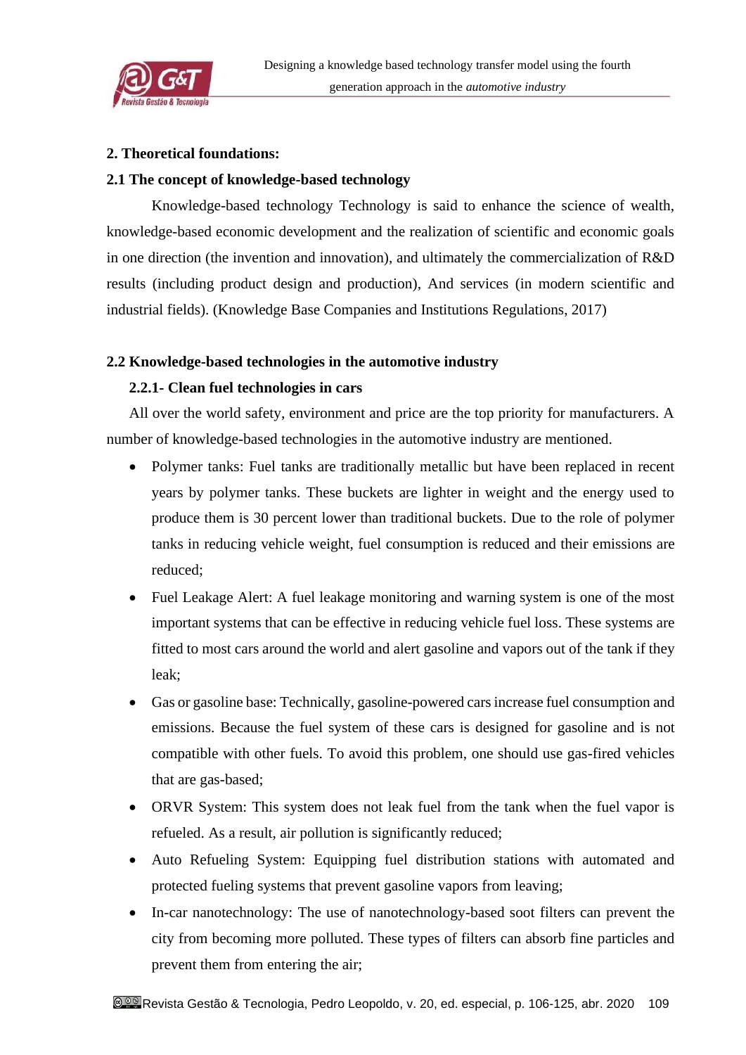## 2. Theoretical foundations:

### 2.1 The concept of knowledge-based technology

Knowledge-based technology Technology is said to enhance the science of wealth, knowledge-based economic development and the realization of scientific and economic goals in one direction (the invention and innovation), and ultimately the commercialization of R&D results (including product design and production), And services (in modern scientific and industrial fields). (Knowledge Base Companies and Institutions Regulations, 2017)

### 2.2 Knowledge-based technologies in the automotive industry

#### 2.2.1- Clean fuel technologies in cars

All over the world safety, environment and price are the top priority for manufacturers. A number of knowledge-based technologies in the automotive industry are mentioned.

- Polymer tanks: Fuel tanks are traditionally metallic but have been replaced in recent years by polymer tanks. These buckets are lighter in weight and the energy used to produce them is 30 percent lower than traditional buckets. Due to the role of polymer tanks in reducing vehicle weight, fuel consumption is reduced and their emissions are reduced;
- Fuel Leakage Alert: A fuel leakage monitoring and warning system is one of the most important systems that can be effective in reducing vehicle fuel loss. These systems are fitted to most cars around the world and alert gasoline and vapors out of the tank if they leak;
- Gas or gasoline base: Technically, gasoline-powered cars increase fuel consumption and emissions. Because the fuel system of these cars is designed for gasoline and is not compatible with other fuels. To avoid this problem, one should use gas-fired vehicles that are gas-based;
- ORVR System: This system does not leak fuel from the tank when the fuel vapor is refueled. As a result, air pollution is significantly reduced;
- Auto Refueling System: Equipping fuel distribution stations with automated and protected fueling systems that prevent gasoline vapors from leaving;
- In-car nanotechnology: The use of nanotechnology-based soot filters can prevent the city from becoming more polluted. These types of filters can absorb fine particles and prevent them from entering the air;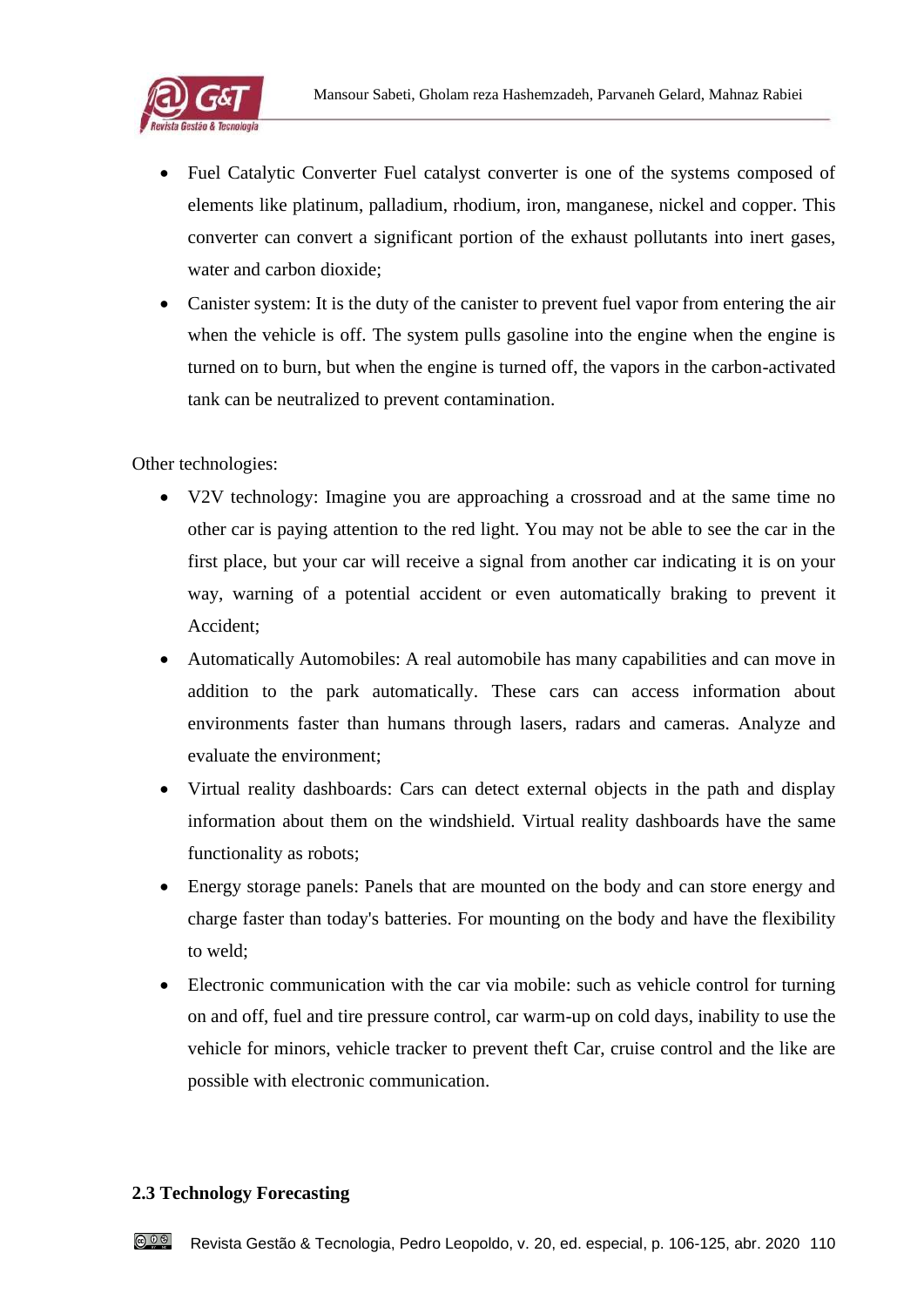- Fuel Catalytic Converter Fuel catalyst converter is one of the systems composed of elements like platinum, palladium, rhodium, iron, manganese, nickel and copper. This converter can convert a significant portion of the exhaust pollutants into inert gases, water and carbon dioxide;
- Canister system: It is the duty of the canister to prevent fuel vapor from entering the air when the vehicle is off. The system pulls gasoline into the engine when the engine is turned on to burn, but when the engine is turned off, the vapors in the carbon-activated tank can be neutralized to prevent contamination.

Other technologies:

- V2V technology: Imagine you are approaching a crossroad and at the same time no other car is paying attention to the red light. You may not be able to see the car in the first place, but your car will receive a signal from another car indicating it is on your way, warning of a potential accident or even automatically braking to prevent it Accident;
- Automatically Automobiles: A real automobile has many capabilities and can move in addition to the park automatically. These cars can access information about environments faster than humans through lasers, radars and cameras. Analyze and evaluate the environment;
- Virtual reality dashboards: Cars can detect external objects in the path and display information about them on the windshield. Virtual reality dashboards have the same functionality as robots;
- Energy storage panels: Panels that are mounted on the body and can store energy and charge faster than today's batteries. For mounting on the body and have the flexibility to weld;
- Electronic communication with the car via mobile: such as vehicle control for turning on and off, fuel and tire pressure control, car warm-up on cold days, inability to use the vehicle for minors, vehicle tracker to prevent theft Car, cruise control and the like are possible with electronic communication.

### 2.3 Technology Forecasting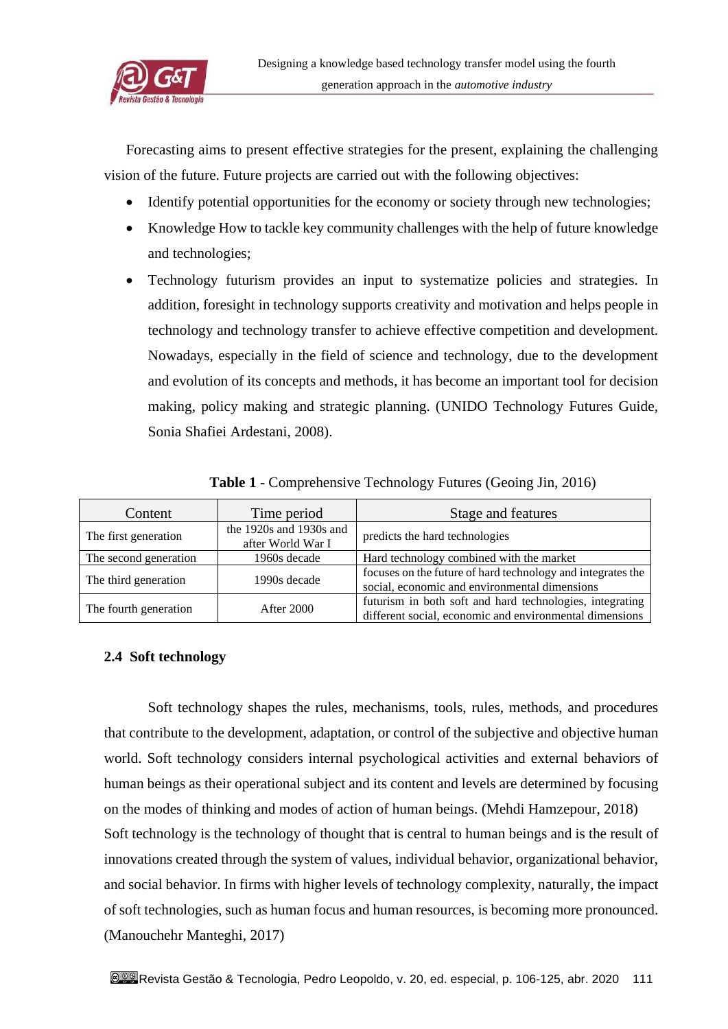Forecasting aims to present effective strategies for the present, explaining the challenging vision of the future. Future projects are carried out with the following objectives:

- Identify potential opportunities for the economy or society through new technologies;
- Knowledge How to tackle key community challenges with the help of future knowledge and technologies;
- Technology futurism provides an input to systematize policies and strategies. In addition, foresight in technology supports creativity and motivation and helps people in technology and technology transfer to achieve effective competition and development. Nowadays, especially in the field of science and technology, due to the development and evolution of its concepts and methods, it has become an important tool for decision making, policy making and strategic planning. (UNIDO Technology Futures Guide, Sonia Shafiei Ardestani, 2008).

**Table 1** - Comprehensive Technology Futures (Geoing Jin, 2016)

| Content | Time period | Stage and features |
|---|---|---|
| The first generation | the 1920s and 1930s and after World War I | predicts the hard technologies |
| The second generation | 1960s decade | Hard technology combined with the market |
| The third generation | 1990s decade | focuses on the future of hard technology and integrates the social, economic and environmental dimensions |
| The fourth generation | After 2000 | futurism in both soft and hard technologies, integrating different social, economic and environmental dimensions |

### 2.4 Soft technology

Soft technology shapes the rules, mechanisms, tools, rules, methods, and procedures that contribute to the development, adaptation, or control of the subjective and objective human world. Soft technology considers internal psychological activities and external behaviors of human beings as their operational subject and its content and levels are determined by focusing on the modes of thinking and modes of action of human beings. (Mehdi Hamzepour, 2018) Soft technology is the technology of thought that is central to human beings and is the result of innovations created through the system of values, individual behavior, organizational behavior, and social behavior. In firms with higher levels of technology complexity, naturally, the impact of soft technologies, such as human focus and human resources, is becoming more pronounced. (Manouchehr Manteghi, 2017)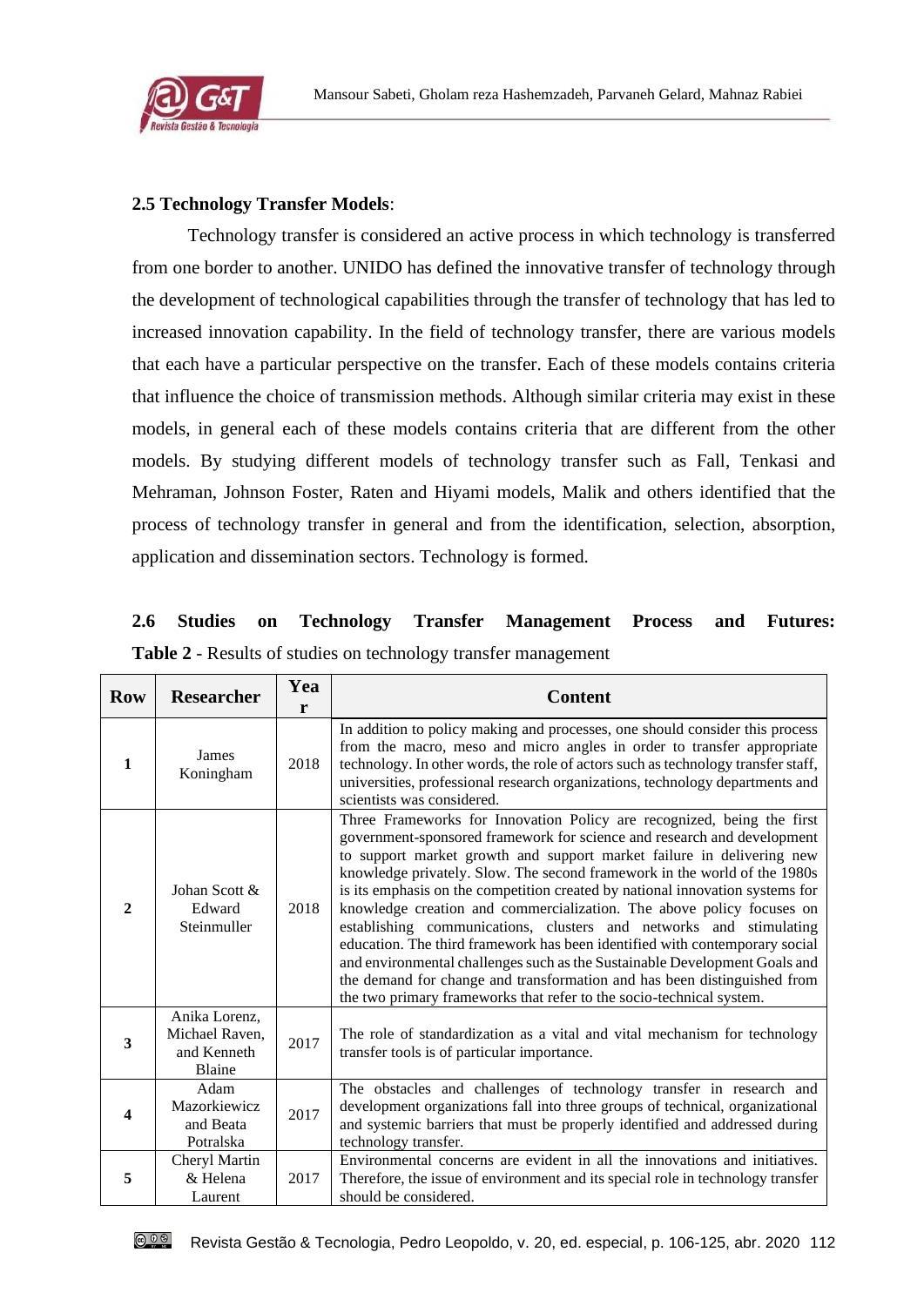### 2.5 Technology Transfer Models:

Technology transfer is considered an active process in which technology is transferred from one border to another. UNIDO has defined the innovative transfer of technology through the development of technological capabilities through the transfer of technology that has led to increased innovation capability. In the field of technology transfer, there are various models that each have a particular perspective on the transfer. Each of these models contains criteria that influence the choice of transmission methods. Although similar criteria may exist in these models, in general each of these models contains criteria that are different from the other models. By studying different models of technology transfer such as Fall, Tenkasi and Mehraman, Johnson Foster, Raten and Hiyami models, Malik and others identified that the process of technology transfer in general and from the identification, selection, absorption, application and dissemination sectors. Technology is formed.

### 2.6 Studies on Technology Transfer Management Process and Futures:

**Table 2** - Results of studies on technology transfer management

| Row | Researcher | Year | Content |
|---|---|---|---|
| 1 | James Koningham | 2018 | In addition to policy making and processes, one should consider this process from the macro, meso and micro angles in order to transfer appropriate technology. In other words, the role of actors such as technology transfer staff, universities, professional research organizations, technology departments and scientists was considered. |
| 2 | Johan Scott & Edward Steinmuller | 2018 | Three Frameworks for Innovation Policy are recognized, being the first government-sponsored framework for science and research and development to support market growth and support market failure in delivering new knowledge privately. Slow. The second framework in the world of the 1980s is its emphasis on the competition created by national innovation systems for knowledge creation and commercialization. The above policy focuses on establishing communications, clusters and networks and stimulating education. The third framework has been identified with contemporary social and environmental challenges such as the Sustainable Development Goals and the demand for change and transformation and has been distinguished from the two primary frameworks that refer to the socio-technical system. |
| 3 | Anika Lorenz, Michael Raven, and Kenneth Blaine | 2017 | The role of standardization as a vital and vital mechanism for technology transfer tools is of particular importance. |
| 4 | Adam Mazorkiewicz and Beata Potralska | 2017 | The obstacles and challenges of technology transfer in research and development organizations fall into three groups of technical, organizational and systemic barriers that must be properly identified and addressed during technology transfer. |
| 5 | Cheryl Martin & Helena Laurent | 2017 | Environmental concerns are evident in all the innovations and initiatives. Therefore, the issue of environment and its special role in technology transfer should be considered. |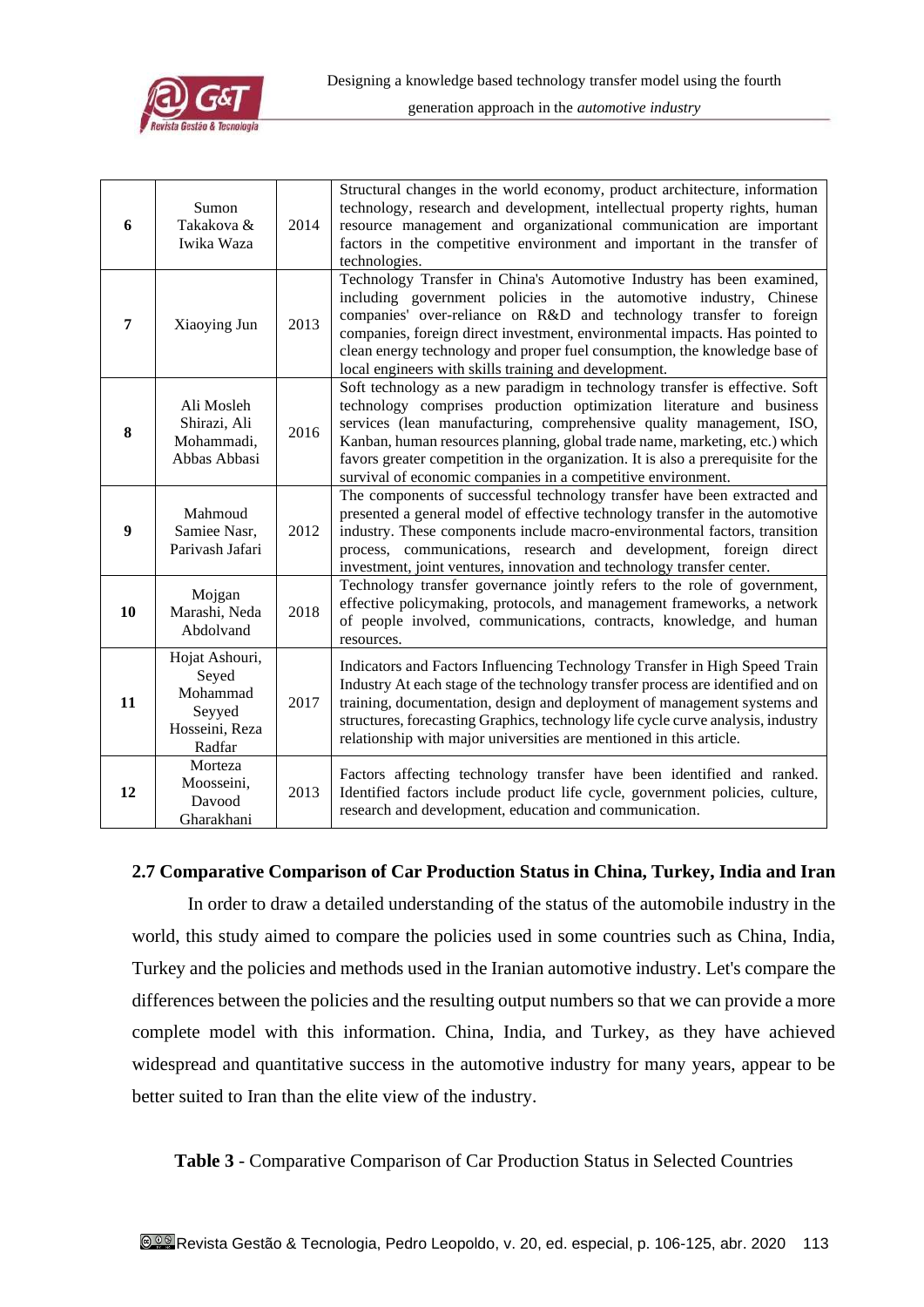| 6 | Sumon Takakova & Iwika Waza | 2014 | Structural changes in the world economy, product architecture, information technology, research and development, intellectual property rights, human resource management and organizational communication are important factors in the competitive environment and important in the transfer of technologies. |
|---|---|---|---|
| 7 | Xiaoying Jun | 2013 | Technology Transfer in China's Automotive Industry has been examined, including government policies in the automotive industry, Chinese companies' over-reliance on R&D and technology transfer to foreign companies, foreign direct investment, environmental impacts. Has pointed to clean energy technology and proper fuel consumption, the knowledge base of local engineers with skills training and development. |
| 8 | Ali Mosleh Shirazi, Ali Mohammadi, Abbas Abbasi | 2016 | Soft technology as a new paradigm in technology transfer is effective. Soft technology comprises production optimization literature and business services (lean manufacturing, comprehensive quality management, ISO, Kanban, human resources planning, global trade name, marketing, etc.) which favors greater competition in the organization. It is also a prerequisite for the survival of economic companies in a competitive environment. |
| 9 | Mahmoud Samiee Nasr, Parivash Jafari | 2012 | The components of successful technology transfer have been extracted and presented a general model of effective technology transfer in the automotive industry. These components include macro-environmental factors, transition process, communications, research and development, foreign direct investment, joint ventures, innovation and technology transfer center. |
| 10 | Mojgan Marashi, Neda Abdolvand | 2018 | Technology transfer governance jointly refers to the role of government, effective policymaking, protocols, and management frameworks, a network of people involved, communications, contracts, knowledge, and human resources. |
| 11 | Hojat Ashouri, Seyed Mohammad Seyyed Hosseini, Reza Radfar | 2017 | Indicators and Factors Influencing Technology Transfer in High Speed Train Industry At each stage of the technology transfer process are identified and on training, documentation, design and deployment of management systems and structures, forecasting Graphics, technology life cycle curve analysis, industry relationship with major universities are mentioned in this article. |
| 12 | Morteza Moosseini, Davood Gharakhani | 2013 | Factors affecting technology transfer have been identified and ranked. Identified factors include product life cycle, government policies, culture, research and development, education and communication. |

### 2.7 Comparative Comparison of Car Production Status in China, Turkey, India and Iran

In order to draw a detailed understanding of the status of the automobile industry in the world, this study aimed to compare the policies used in some countries such as China, India, Turkey and the policies and methods used in the Iranian automotive industry. Let's compare the differences between the policies and the resulting output numbers so that we can provide a more complete model with this information. China, India, and Turkey, as they have achieved widespread and quantitative success in the automotive industry for many years, appear to be better suited to Iran than the elite view of the industry.

**Table 3** - Comparative Comparison of Car Production Status in Selected Countries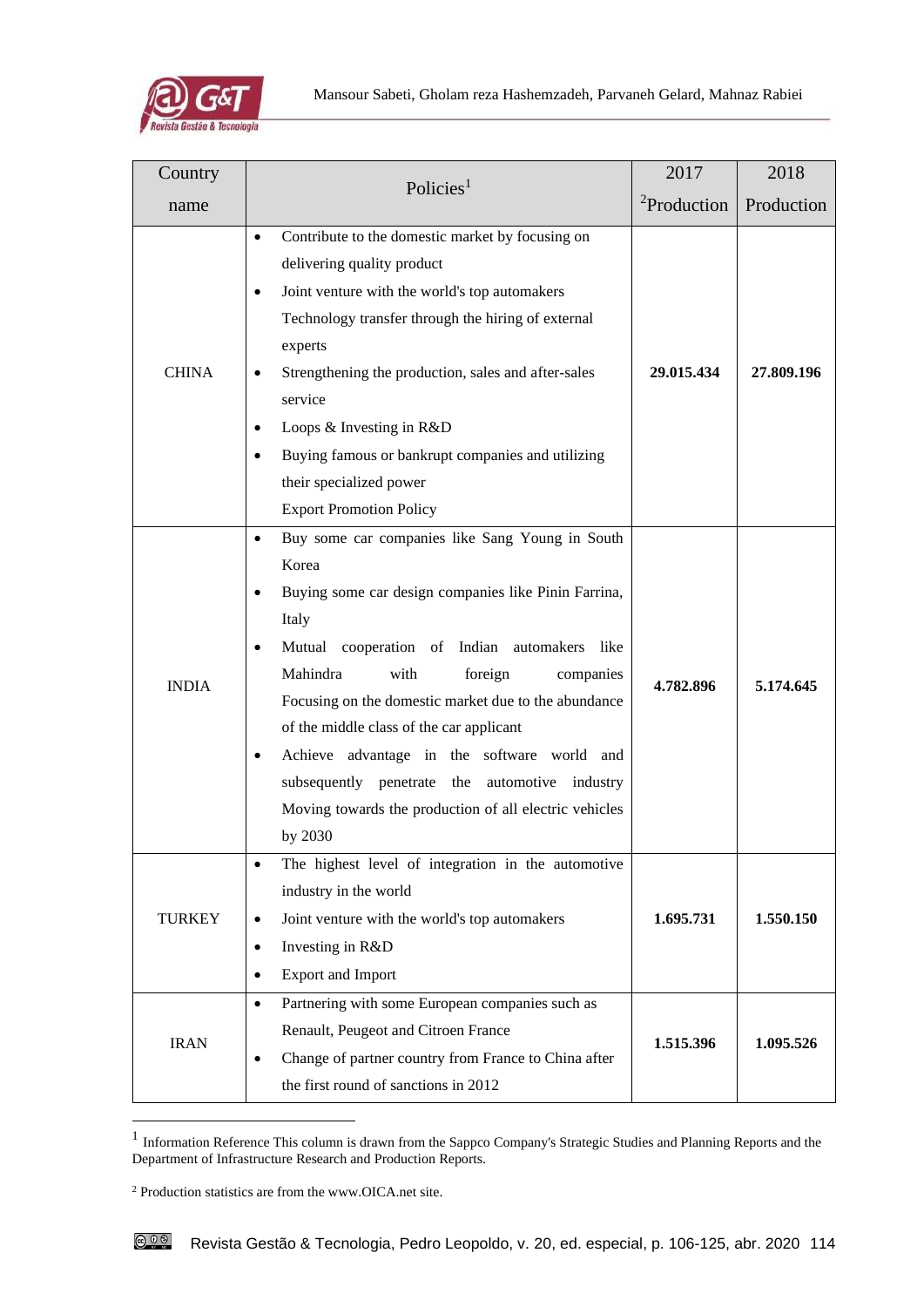| Country name | Policies[1] | 2017 [2]Production | 2018 Production |
|---|---|---|---|
| CHINA | • Contribute to the domestic market by focusing on delivering quality product<br>• Joint venture with the world's top automakers Technology transfer through the hiring of external experts<br>• Strengthening the production, sales and after-sales service<br>• Loops & Investing in R&D<br>• Buying famous or bankrupt companies and utilizing their specialized power Export Promotion Policy | **29.015.434** | **27.809.196** |
| INDIA | • Buy some car companies like Sang Young in South Korea<br>• Buying some car design companies like Pinin Farrina, Italy<br>• Mutual cooperation of Indian automakers like Mahindra with foreign companies Focusing on the domestic market due to the abundance of the middle class of the car applicant<br>• Achieve advantage in the software world and subsequently penetrate the automotive industry Moving towards the production of all electric vehicles by 2030 | **4.782.896** | **5.174.645** |
| TURKEY | • The highest level of integration in the automotive industry in the world<br>• Joint venture with the world's top automakers<br>• Investing in R&D<br>• Export and Import | **1.695.731** | **1.550.150** |
| IRAN | • Partnering with some European companies such as Renault, Peugeot and Citroen France<br>• Change of partner country from France to China after the first round of sanctions in 2012 | **1.515.396** | **1.095.526** |

[1] Information Reference This column is drawn from the Sappco Company's Strategic Studies and Planning Reports and the Department of Infrastructure Research and Production Reports.

[2] Production statistics are from the www.OICA.net site.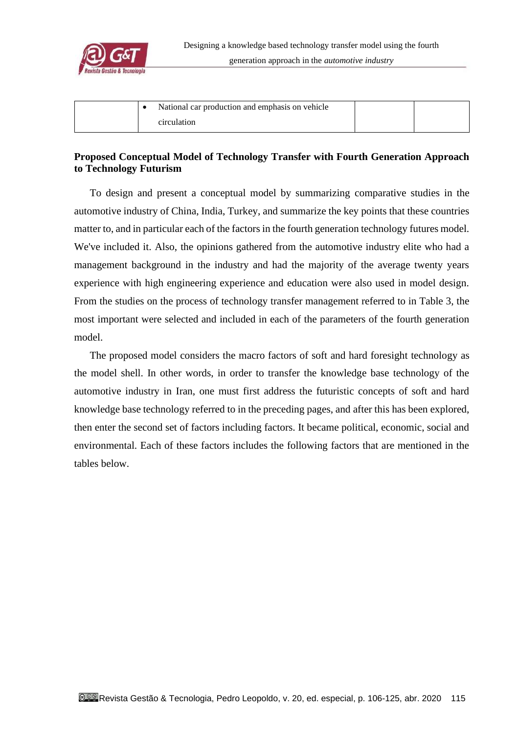| | • National car production and emphasis on vehicle circulation | | |
|---|---|---|---|

**Proposed Conceptual Model of Technology Transfer with Fourth Generation Approach to Technology Futurism**

To design and present a conceptual model by summarizing comparative studies in the automotive industry of China, India, Turkey, and summarize the key points that these countries matter to, and in particular each of the factors in the fourth generation technology futures model. We've included it. Also, the opinions gathered from the automotive industry elite who had a management background in the industry and had the majority of the average twenty years experience with high engineering experience and education were also used in model design. From the studies on the process of technology transfer management referred to in Table 3, the most important were selected and included in each of the parameters of the fourth generation model.

The proposed model considers the macro factors of soft and hard foresight technology as the model shell. In other words, in order to transfer the knowledge base technology of the automotive industry in Iran, one must first address the futuristic concepts of soft and hard knowledge base technology referred to in the preceding pages, and after this has been explored, then enter the second set of factors including factors. It became political, economic, social and environmental. Each of these factors includes the following factors that are mentioned in the tables below.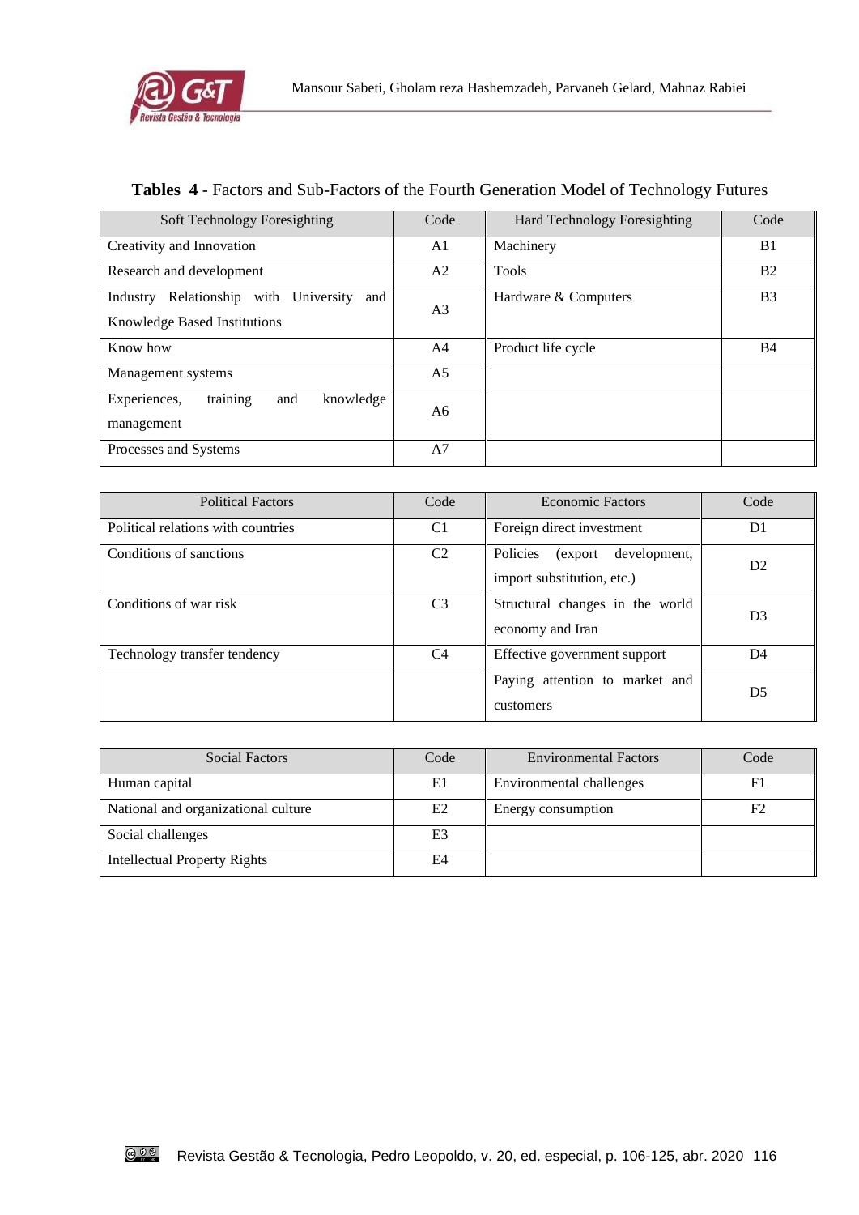**Tables 4** - Factors and Sub-Factors of the Fourth Generation Model of Technology Futures

| Soft Technology Foresighting | Code | Hard Technology Foresighting | Code |
|---|---|---|---|
| Creativity and Innovation | A1 | Machinery | B1 |
| Research and development | A2 | Tools | B2 |
| Industry Relationship with University and Knowledge Based Institutions | A3 | Hardware & Computers | B3 |
| Know how | A4 | Product life cycle | B4 |
| Management systems | A5 | | |
| Experiences, training and knowledge management | A6 | | |
| Processes and Systems | A7 | | |

| Political Factors | Code | Economic Factors | Code |
|---|---|---|---|
| Political relations with countries | C1 | Foreign direct investment | D1 |
| Conditions of sanctions | C2 | Policies (export development, import substitution, etc.) | D2 |
| Conditions of war risk | C3 | Structural changes in the world economy and Iran | D3 |
| Technology transfer tendency | C4 | Effective government support | D4 |
| | | Paying attention to market and customers | D5 |

| Social Factors | Code | Environmental Factors | Code |
|---|---|---|---|
| Human capital | E1 | Environmental challenges | F1 |
| National and organizational culture | E2 | Energy consumption | F2 |
| Social challenges | E3 | | |
| Intellectual Property Rights | E4 | | |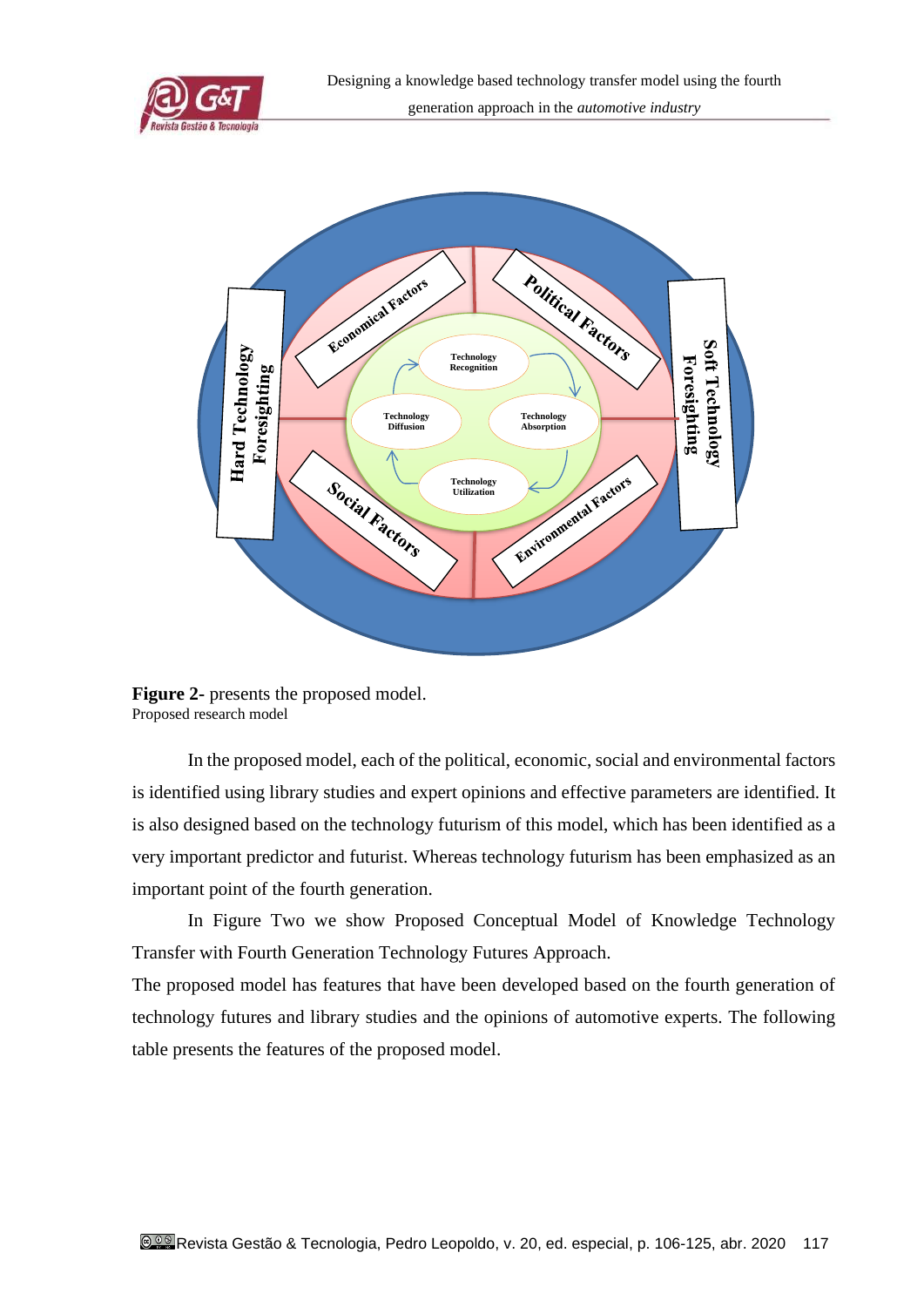**Figure 2-** presents the proposed model.
Proposed research model

In the proposed model, each of the political, economic, social and environmental factors is identified using library studies and expert opinions and effective parameters are identified. It is also designed based on the technology futurism of this model, which has been identified as a very important predictor and futurist. Whereas technology futurism has been emphasized as an important point of the fourth generation.

In Figure Two we show Proposed Conceptual Model of Knowledge Technology Transfer with Fourth Generation Technology Futures Approach.

The proposed model has features that have been developed based on the fourth generation of technology futures and library studies and the opinions of automotive experts. The following table presents the features of the proposed model.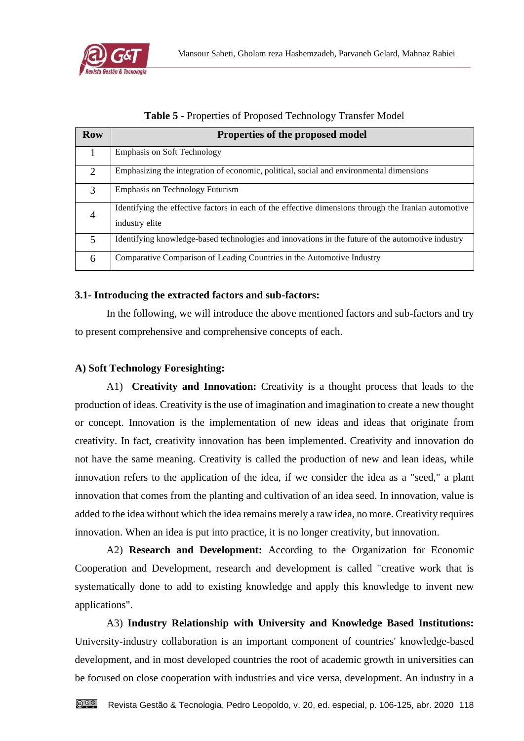**Table 5** - Properties of Proposed Technology Transfer Model

| Row | Properties of the proposed model |
|---|---|
| 1 | Emphasis on Soft Technology |
| 2 | Emphasizing the integration of economic, political, social and environmental dimensions |
| 3 | Emphasis on Technology Futurism |
| 4 | Identifying the effective factors in each of the effective dimensions through the Iranian automotive industry elite |
| 5 | Identifying knowledge-based technologies and innovations in the future of the automotive industry |
| 6 | Comparative Comparison of Leading Countries in the Automotive Industry |

### 3.1- Introducing the extracted factors and sub-factors:

In the following, we will introduce the above mentioned factors and sub-factors and try to present comprehensive and comprehensive concepts of each.

#### A) Soft Technology Foresighting:

A1) **Creativity and Innovation:** Creativity is a thought process that leads to the production of ideas. Creativity is the use of imagination and imagination to create a new thought or concept. Innovation is the implementation of new ideas and ideas that originate from creativity. In fact, creativity innovation has been implemented. Creativity and innovation do not have the same meaning. Creativity is called the production of new and lean ideas, while innovation refers to the application of the idea, if we consider the idea as a "seed," a plant innovation that comes from the planting and cultivation of an idea seed. In innovation, value is added to the idea without which the idea remains merely a raw idea, no more. Creativity requires innovation. When an idea is put into practice, it is no longer creativity, but innovation.

A2) **Research and Development:** According to the Organization for Economic Cooperation and Development, research and development is called "creative work that is systematically done to add to existing knowledge and apply this knowledge to invent new applications".

A3) **Industry Relationship with University and Knowledge Based Institutions:** University-industry collaboration is an important component of countries' knowledge-based development, and in most developed countries the root of academic growth in universities can be focused on close cooperation with industries and vice versa, development. An industry in a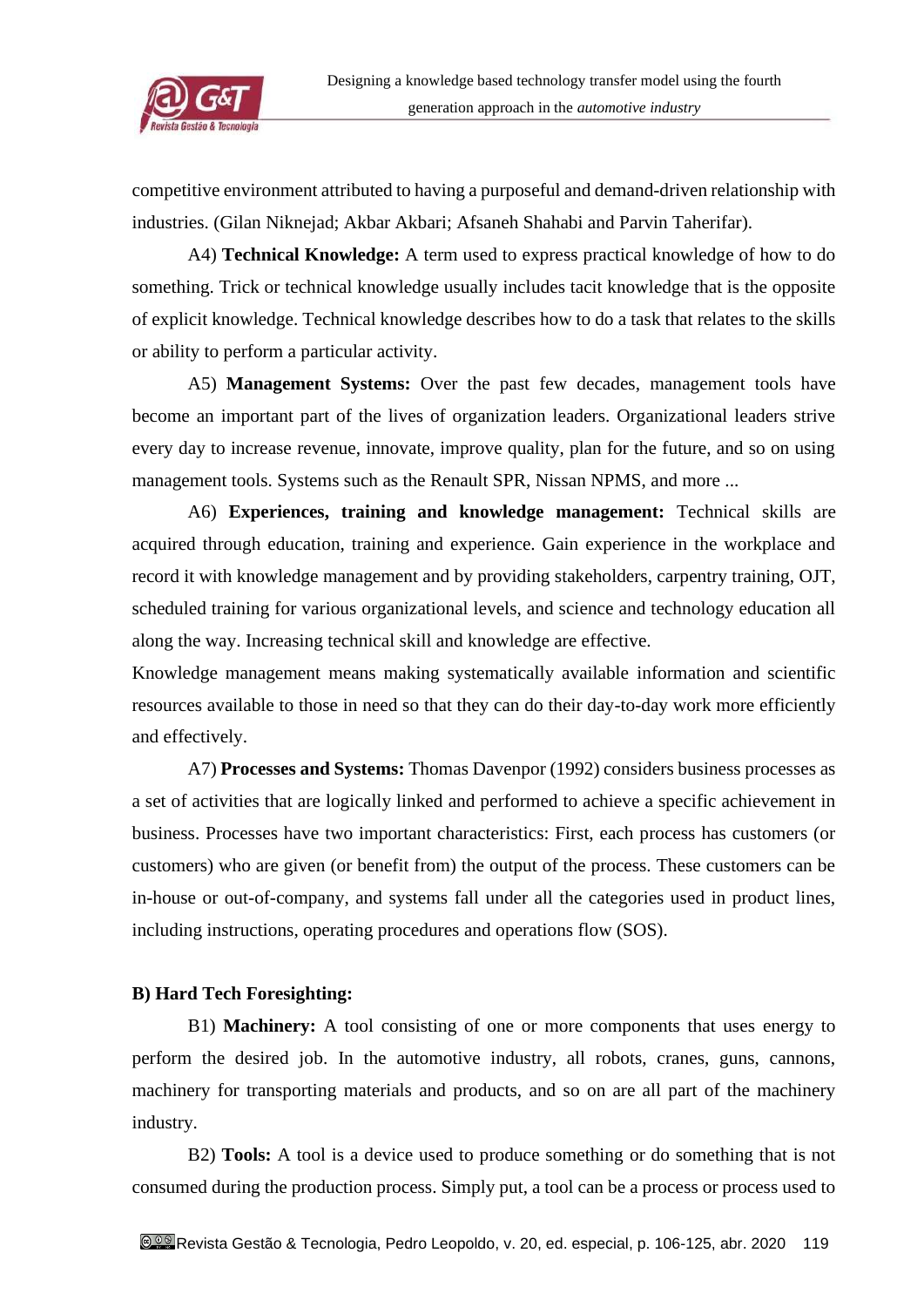competitive environment attributed to having a purposeful and demand-driven relationship with industries. (Gilan Niknejad; Akbar Akbari; Afsaneh Shahabi and Parvin Taherifar).

A4) **Technical Knowledge:** A term used to express practical knowledge of how to do something. Trick or technical knowledge usually includes tacit knowledge that is the opposite of explicit knowledge. Technical knowledge describes how to do a task that relates to the skills or ability to perform a particular activity.

A5) **Management Systems:** Over the past few decades, management tools have become an important part of the lives of organization leaders. Organizational leaders strive every day to increase revenue, innovate, improve quality, plan for the future, and so on using management tools. Systems such as the Renault SPR, Nissan NPMS, and more ...

A6) **Experiences, training and knowledge management:** Technical skills are acquired through education, training and experience. Gain experience in the workplace and record it with knowledge management and by providing stakeholders, carpentry training, OJT, scheduled training for various organizational levels, and science and technology education all along the way. Increasing technical skill and knowledge are effective.

Knowledge management means making systematically available information and scientific resources available to those in need so that they can do their day-to-day work more efficiently and effectively.

A7) **Processes and Systems:** Thomas Davenpor (1992) considers business processes as a set of activities that are logically linked and performed to achieve a specific achievement in business. Processes have two important characteristics: First, each process has customers (or customers) who are given (or benefit from) the output of the process. These customers can be in-house or out-of-company, and systems fall under all the categories used in product lines, including instructions, operating procedures and operations flow (SOS).

**B) Hard Tech Foresighting:**

B1) **Machinery:** A tool consisting of one or more components that uses energy to perform the desired job. In the automotive industry, all robots, cranes, guns, cannons, machinery for transporting materials and products, and so on are all part of the machinery industry.

B2) **Tools:** A tool is a device used to produce something or do something that is not consumed during the production process. Simply put, a tool can be a process or process used to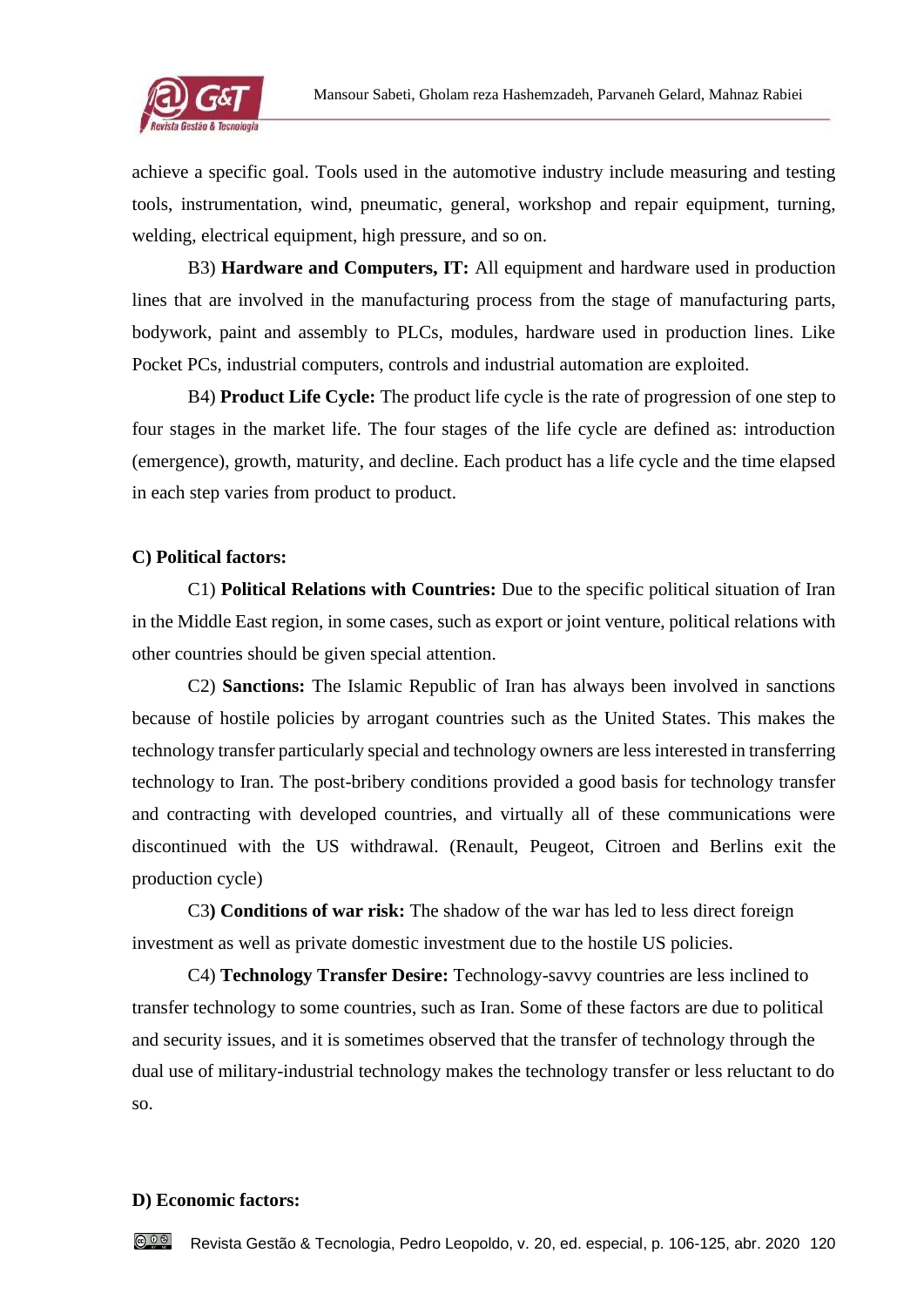achieve a specific goal. Tools used in the automotive industry include measuring and testing tools, instrumentation, wind, pneumatic, general, workshop and repair equipment, turning, welding, electrical equipment, high pressure, and so on.

B3) **Hardware and Computers, IT:** All equipment and hardware used in production lines that are involved in the manufacturing process from the stage of manufacturing parts, bodywork, paint and assembly to PLCs, modules, hardware used in production lines. Like Pocket PCs, industrial computers, controls and industrial automation are exploited.

B4) **Product Life Cycle:** The product life cycle is the rate of progression of one step to four stages in the market life. The four stages of the life cycle are defined as: introduction (emergence), growth, maturity, and decline. Each product has a life cycle and the time elapsed in each step varies from product to product.

**C) Political factors:**

C1) **Political Relations with Countries:** Due to the specific political situation of Iran in the Middle East region, in some cases, such as export or joint venture, political relations with other countries should be given special attention.

C2) **Sanctions:** The Islamic Republic of Iran has always been involved in sanctions because of hostile policies by arrogant countries such as the United States. This makes the technology transfer particularly special and technology owners are less interested in transferring technology to Iran. The post-bribery conditions provided a good basis for technology transfer and contracting with developed countries, and virtually all of these communications were discontinued with the US withdrawal. (Renault, Peugeot, Citroen and Berlins exit the production cycle)

C3**) Conditions of war risk:** The shadow of the war has led to less direct foreign investment as well as private domestic investment due to the hostile US policies.

C4) **Technology Transfer Desire:** Technology-savvy countries are less inclined to transfer technology to some countries, such as Iran. Some of these factors are due to political and security issues, and it is sometimes observed that the transfer of technology through the dual use of military-industrial technology makes the technology transfer or less reluctant to do so.

**D) Economic factors:**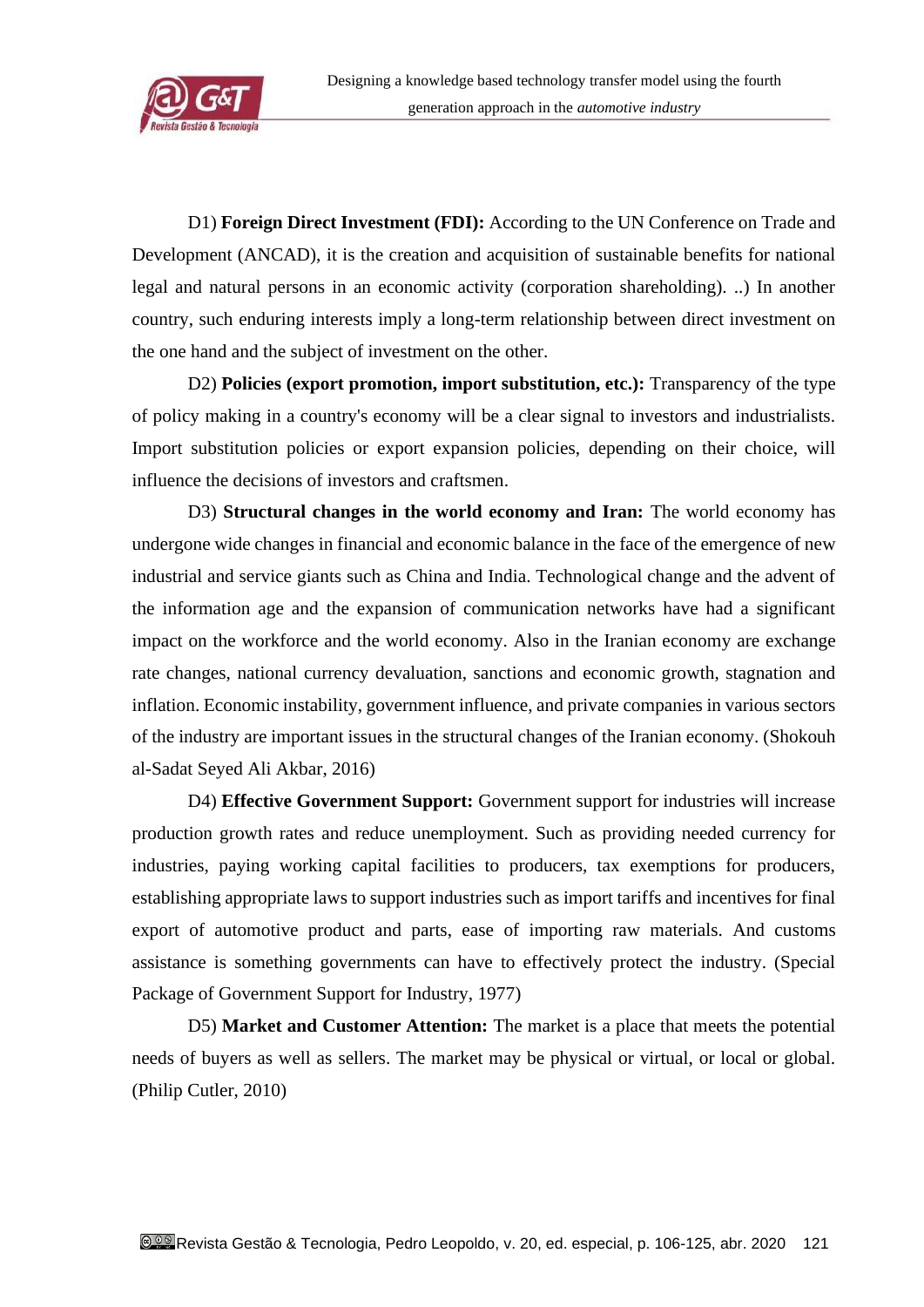D1) **Foreign Direct Investment (FDI):** According to the UN Conference on Trade and Development (ANCAD), it is the creation and acquisition of sustainable benefits for national legal and natural persons in an economic activity (corporation shareholding). ..) In another country, such enduring interests imply a long-term relationship between direct investment on the one hand and the subject of investment on the other.

D2) **Policies (export promotion, import substitution, etc.):** Transparency of the type of policy making in a country's economy will be a clear signal to investors and industrialists. Import substitution policies or export expansion policies, depending on their choice, will influence the decisions of investors and craftsmen.

D3) **Structural changes in the world economy and Iran:** The world economy has undergone wide changes in financial and economic balance in the face of the emergence of new industrial and service giants such as China and India. Technological change and the advent of the information age and the expansion of communication networks have had a significant impact on the workforce and the world economy. Also in the Iranian economy are exchange rate changes, national currency devaluation, sanctions and economic growth, stagnation and inflation. Economic instability, government influence, and private companies in various sectors of the industry are important issues in the structural changes of the Iranian economy. (Shokouh al-Sadat Seyed Ali Akbar, 2016)

D4) **Effective Government Support:** Government support for industries will increase production growth rates and reduce unemployment. Such as providing needed currency for industries, paying working capital facilities to producers, tax exemptions for producers, establishing appropriate laws to support industries such as import tariffs and incentives for final export of automotive product and parts, ease of importing raw materials. And customs assistance is something governments can have to effectively protect the industry. (Special Package of Government Support for Industry, 1977)

D5) **Market and Customer Attention:** The market is a place that meets the potential needs of buyers as well as sellers. The market may be physical or virtual, or local or global. (Philip Cutler, 2010)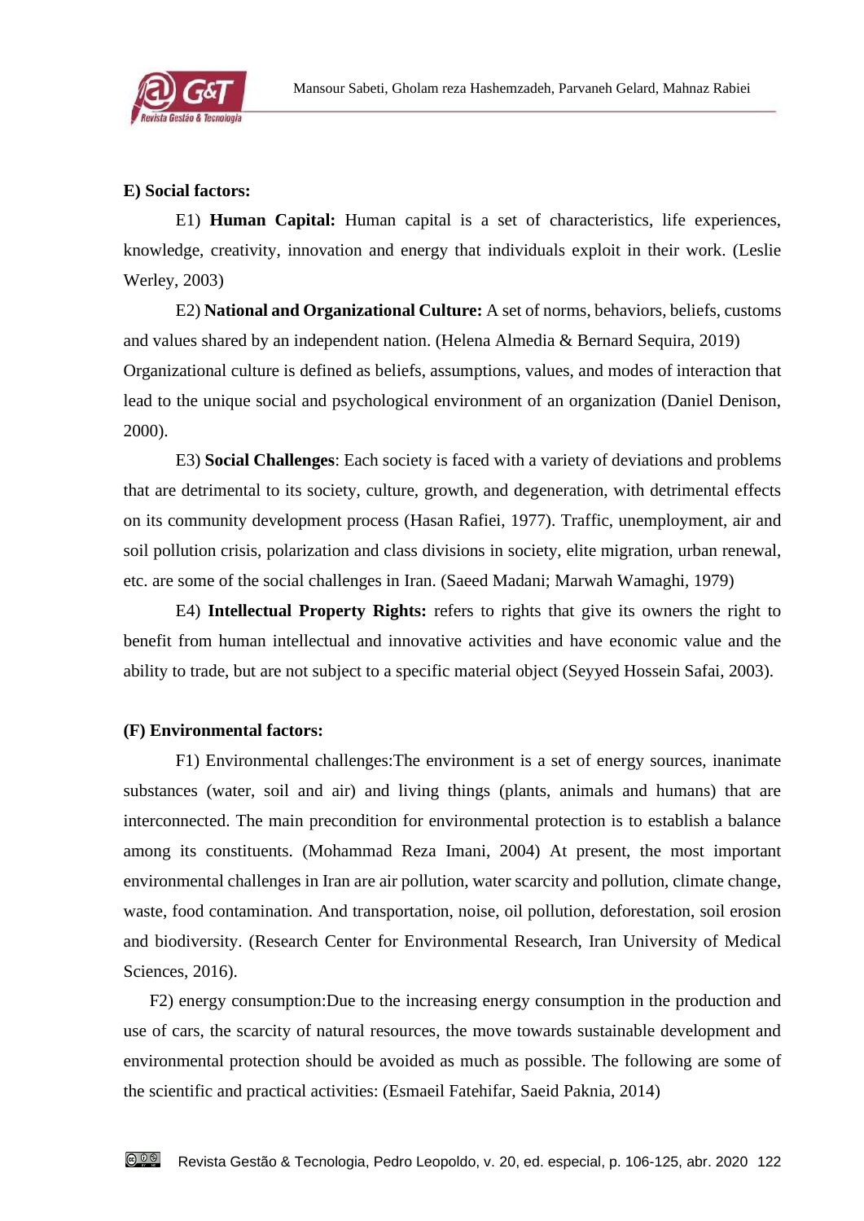**E) Social factors:**

E1) **Human Capital:** Human capital is a set of characteristics, life experiences, knowledge, creativity, innovation and energy that individuals exploit in their work. (Leslie Werley, 2003)

E2) **National and Organizational Culture:** A set of norms, behaviors, beliefs, customs and values shared by an independent nation. (Helena Almedia & Bernard Sequira, 2019) Organizational culture is defined as beliefs, assumptions, values, and modes of interaction that lead to the unique social and psychological environment of an organization (Daniel Denison, 2000).

E3) **Social Challenges**: Each society is faced with a variety of deviations and problems that are detrimental to its society, culture, growth, and degeneration, with detrimental effects on its community development process (Hasan Rafiei, 1977). Traffic, unemployment, air and soil pollution crisis, polarization and class divisions in society, elite migration, urban renewal, etc. are some of the social challenges in Iran. (Saeed Madani; Marwah Wamaghi, 1979)

E4) **Intellectual Property Rights:** refers to rights that give its owners the right to benefit from human intellectual and innovative activities and have economic value and the ability to trade, but are not subject to a specific material object (Seyyed Hossein Safai, 2003).

**(F) Environmental factors:**

F1) Environmental challenges:The environment is a set of energy sources, inanimate substances (water, soil and air) and living things (plants, animals and humans) that are interconnected. The main precondition for environmental protection is to establish a balance among its constituents. (Mohammad Reza Imani, 2004) At present, the most important environmental challenges in Iran are air pollution, water scarcity and pollution, climate change, waste, food contamination. And transportation, noise, oil pollution, deforestation, soil erosion and biodiversity. (Research Center for Environmental Research, Iran University of Medical Sciences, 2016).

F2) energy consumption:Due to the increasing energy consumption in the production and use of cars, the scarcity of natural resources, the move towards sustainable development and environmental protection should be avoided as much as possible. The following are some of the scientific and practical activities: (Esmaeil Fatehifar, Saeid Paknia, 2014)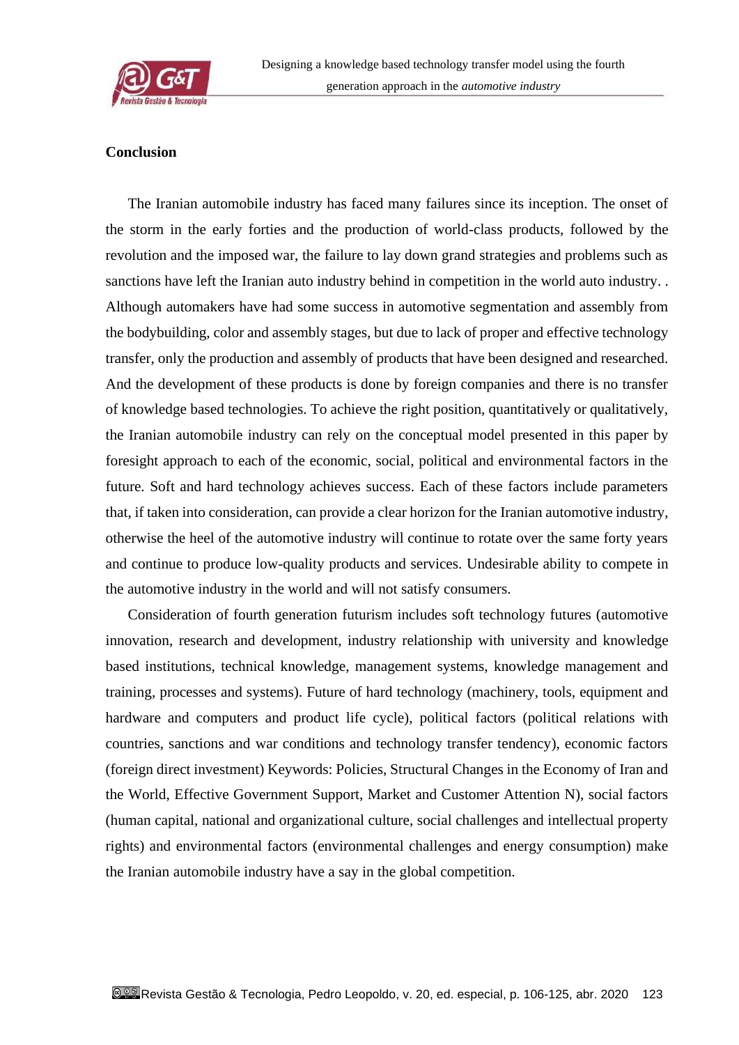## Conclusion

The Iranian automobile industry has faced many failures since its inception. The onset of the storm in the early forties and the production of world-class products, followed by the revolution and the imposed war, the failure to lay down grand strategies and problems such as sanctions have left the Iranian auto industry behind in competition in the world auto industry. . Although automakers have had some success in automotive segmentation and assembly from the bodybuilding, color and assembly stages, but due to lack of proper and effective technology transfer, only the production and assembly of products that have been designed and researched. And the development of these products is done by foreign companies and there is no transfer of knowledge based technologies. To achieve the right position, quantitatively or qualitatively, the Iranian automobile industry can rely on the conceptual model presented in this paper by foresight approach to each of the economic, social, political and environmental factors in the future. Soft and hard technology achieves success. Each of these factors include parameters that, if taken into consideration, can provide a clear horizon for the Iranian automotive industry, otherwise the heel of the automotive industry will continue to rotate over the same forty years and continue to produce low-quality products and services. Undesirable ability to compete in the automotive industry in the world and will not satisfy consumers.

Consideration of fourth generation futurism includes soft technology futures (automotive innovation, research and development, industry relationship with university and knowledge based institutions, technical knowledge, management systems, knowledge management and training, processes and systems). Future of hard technology (machinery, tools, equipment and hardware and computers and product life cycle), political factors (political relations with countries, sanctions and war conditions and technology transfer tendency), economic factors (foreign direct investment) Keywords: Policies, Structural Changes in the Economy of Iran and the World, Effective Government Support, Market and Customer Attention N), social factors (human capital, national and organizational culture, social challenges and intellectual property rights) and environmental factors (environmental challenges and energy consumption) make the Iranian automobile industry have a say in the global competition.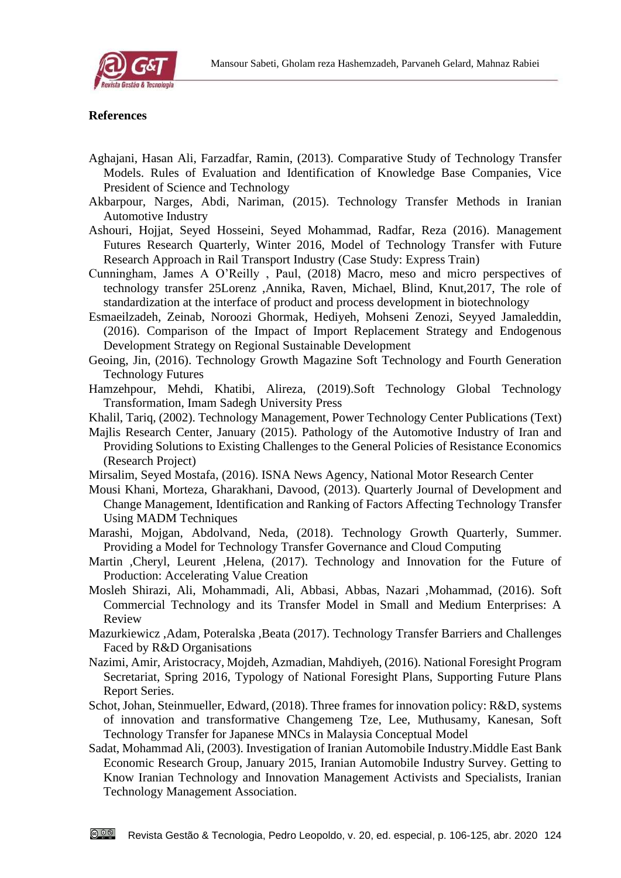### References

Aghajani, Hasan Ali, Farzadfar, Ramin, (2013). Comparative Study of Technology Transfer Models. Rules of Evaluation and Identification of Knowledge Base Companies, Vice President of Science and Technology

Akbarpour, Narges, Abdi, Nariman, (2015). Technology Transfer Methods in Iranian Automotive Industry

Ashouri, Hojjat, Seyed Hosseini, Seyed Mohammad, Radfar, Reza (2016). Management Futures Research Quarterly, Winter 2016, Model of Technology Transfer with Future Research Approach in Rail Transport Industry (Case Study: Express Train)

Cunningham, James A O'Reilly , Paul, (2018) Macro, meso and micro perspectives of technology transfer 25Lorenz ,Annika, Raven, Michael, Blind, Knut,2017, The role of standardization at the interface of product and process development in biotechnology

Esmaeilzadeh, Zeinab, Noroozi Ghormak, Hediyeh, Mohseni Zenozi, Seyyed Jamaleddin, (2016). Comparison of the Impact of Import Replacement Strategy and Endogenous Development Strategy on Regional Sustainable Development

Geoing, Jin, (2016). Technology Growth Magazine Soft Technology and Fourth Generation Technology Futures

Hamzehpour, Mehdi, Khatibi, Alireza, (2019).Soft Technology Global Technology Transformation, Imam Sadegh University Press

Khalil, Tariq, (2002). Technology Management, Power Technology Center Publications (Text)

Majlis Research Center, January (2015). Pathology of the Automotive Industry of Iran and Providing Solutions to Existing Challenges to the General Policies of Resistance Economics (Research Project)

Mirsalim, Seyed Mostafa, (2016). ISNA News Agency, National Motor Research Center

Mousi Khani, Morteza, Gharakhani, Davood, (2013). Quarterly Journal of Development and Change Management, Identification and Ranking of Factors Affecting Technology Transfer Using MADM Techniques

Marashi, Mojgan, Abdolvand, Neda, (2018). Technology Growth Quarterly, Summer. Providing a Model for Technology Transfer Governance and Cloud Computing

Martin ,Cheryl, Leurent ,Helena, (2017). Technology and Innovation for the Future of Production: Accelerating Value Creation

Mosleh Shirazi, Ali, Mohammadi, Ali, Abbasi, Abbas, Nazari ,Mohammad, (2016). Soft Commercial Technology and its Transfer Model in Small and Medium Enterprises: A Review

Mazurkiewicz ,Adam, Poteralska ,Beata (2017). Technology Transfer Barriers and Challenges Faced by R&D Organisations

Nazimi, Amir, Aristocracy, Mojdeh, Azmadian, Mahdiyeh, (2016). National Foresight Program Secretariat, Spring 2016, Typology of National Foresight Plans, Supporting Future Plans Report Series.

Schot, Johan, Steinmueller, Edward, (2018). Three frames for innovation policy: R&D, systems of innovation and transformative Changemeng Tze, Lee, Muthusamy, Kanesan, Soft Technology Transfer for Japanese MNCs in Malaysia Conceptual Model

Sadat, Mohammad Ali, (2003). Investigation of Iranian Automobile Industry.Middle East Bank Economic Research Group, January 2015, Iranian Automobile Industry Survey. Getting to Know Iranian Technology and Innovation Management Activists and Specialists, Iranian Technology Management Association.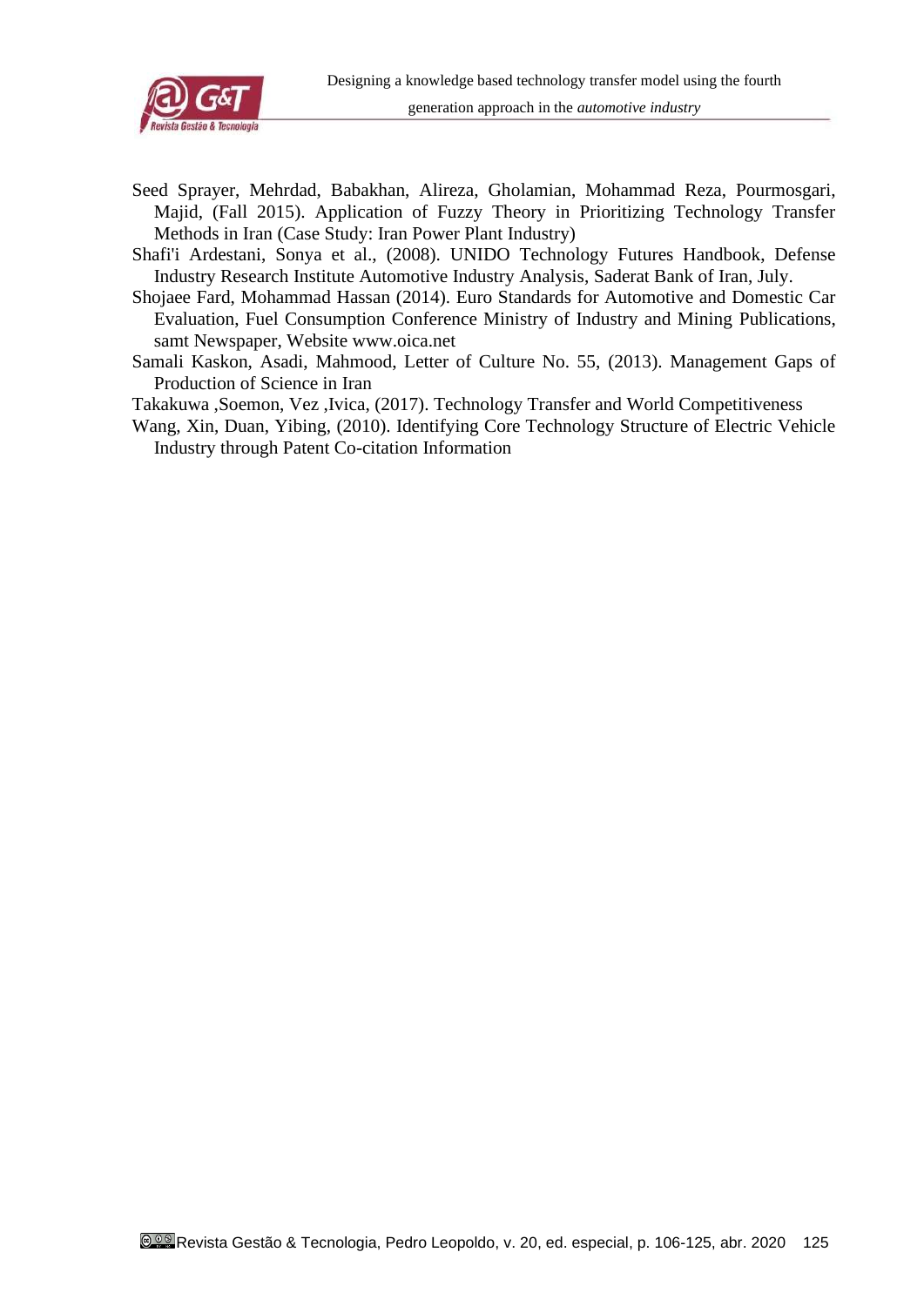Seed Sprayer, Mehrdad, Babakhan, Alireza, Gholamian, Mohammad Reza, Pourmosgari, Majid, (Fall 2015). Application of Fuzzy Theory in Prioritizing Technology Transfer Methods in Iran (Case Study: Iran Power Plant Industry)

Shafi'i Ardestani, Sonya et al., (2008). UNIDO Technology Futures Handbook, Defense Industry Research Institute Automotive Industry Analysis, Saderat Bank of Iran, July.

Shojaee Fard, Mohammad Hassan (2014). Euro Standards for Automotive and Domestic Car Evaluation, Fuel Consumption Conference Ministry of Industry and Mining Publications, samt Newspaper, Website www.oica.net

Samali Kaskon, Asadi, Mahmood, Letter of Culture No. 55, (2013). Management Gaps of Production of Science in Iran

Takakuwa ,Soemon, Vez ,Ivica, (2017). Technology Transfer and World Competitiveness

Wang, Xin, Duan, Yibing, (2010). Identifying Core Technology Structure of Electric Vehicle Industry through Patent Co-citation Information